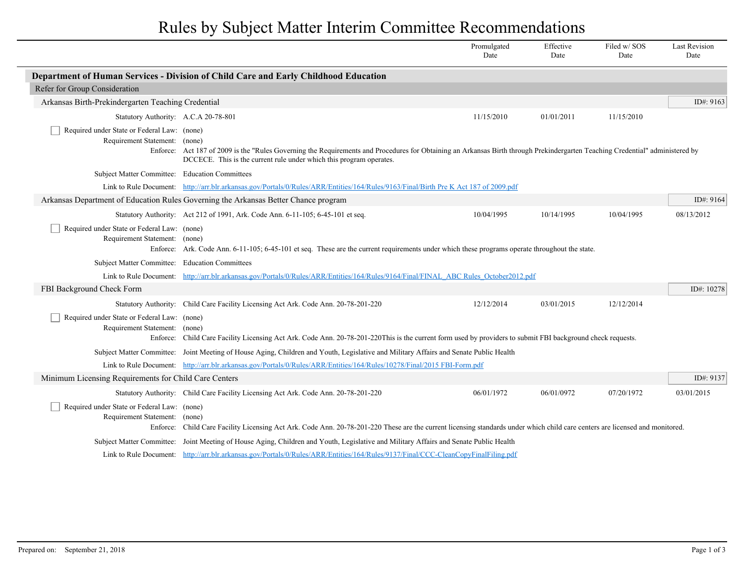# Rules by Subject Matter Interim Committee Recommendations

| | Promulgated Date | Effective Date | Filed w/ SOS Date | Last Revision Date |
|---|---|---|---|---|

## Department of Human Services - Division of Child Care and Early Childhood Education

### Refer for Group Consideration

#### Arkansas Birth-Prekindergarten Teaching Credential

ID#: 9163

| | Promulgated Date | Effective Date | Filed w/ SOS Date | Last Revision Date |
|---|---|---|---|---|
| Statutory Authority: A.C.A 20-78-801 | 11/15/2010 | 01/01/2011 | 11/15/2010 | |

- [ ] Required under State or Federal Law: (none)

Requirement Statement: (none)

Enforce: Act 187 of 2009 is the "Rules Governing the Requirements and Procedures for Obtaining an Arkansas Birth through Prekindergarten Teaching Credential" administered by DCCECE. This is the current rule under which this program operates.

Subject Matter Committee: Education Committees

Link to Rule Document: http://arr.blr.arkansas.gov/Portals/0/Rules/ARR/Entities/164/Rules/9163/Final/Birth Pre K Act 187 of 2009.pdf

#### Arkansas Department of Education Rules Governing the Arkansas Better Chance program

ID#: 9164

| | Promulgated Date | Effective Date | Filed w/ SOS Date | Last Revision Date |
|---|---|---|---|---|
| Statutory Authority: Act 212 of 1991, Ark. Code Ann. 6-11-105; 6-45-101 et seq. | 10/04/1995 | 10/14/1995 | 10/04/1995 | 08/13/2012 |

- [ ] Required under State or Federal Law: (none)

Requirement Statement: (none)

Enforce: Ark. Code Ann. 6-11-105; 6-45-101 et seq. These are the current requirements under which these programs operate throughout the state.

Subject Matter Committee: Education Committees

Link to Rule Document: http://arr.blr.arkansas.gov/Portals/0/Rules/ARR/Entities/164/Rules/9164/Final/FINAL_ABC Rules_October2012.pdf

#### FBI Background Check Form

ID#: 10278

| | Promulgated Date | Effective Date | Filed w/ SOS Date | Last Revision Date |
|---|---|---|---|---|
| Statutory Authority: Child Care Facility Licensing Act Ark. Code Ann. 20-78-201-220 | 12/12/2014 | 03/01/2015 | 12/12/2014 | |

- [ ] Required under State or Federal Law: (none)

Requirement Statement: (none)

Enforce: Child Care Facility Licensing Act Ark. Code Ann. 20-78-201-220This is the current form used by providers to submit FBI background check requests.

Subject Matter Committee: Joint Meeting of House Aging, Children and Youth, Legislative and Military Affairs and Senate Public Health

Link to Rule Document: http://arr.blr.arkansas.gov/Portals/0/Rules/ARR/Entities/164/Rules/10278/Final/2015 FBI-Form.pdf

#### Minimum Licensing Requirements for Child Care Centers

ID#: 9137

| | Promulgated Date | Effective Date | Filed w/ SOS Date | Last Revision Date |
|---|---|---|---|---|
| Statutory Authority: Child Care Facility Licensing Act Ark. Code Ann. 20-78-201-220 | 06/01/1972 | 06/01/0972 | 07/20/1972 | 03/01/2015 |

- [ ] Required under State or Federal Law: (none)

Requirement Statement: (none)

Enforce: Child Care Facility Licensing Act Ark. Code Ann. 20-78-201-220 These are the current licensing standards under which child care centers are licensed and monitored.

Subject Matter Committee: Joint Meeting of House Aging, Children and Youth, Legislative and Military Affairs and Senate Public Health

Link to Rule Document: http://arr.blr.arkansas.gov/Portals/0/Rules/ARR/Entities/164/Rules/9137/Final/CCC-CleanCopyFinalFiling.pdf

Prepared on: September 21, 2018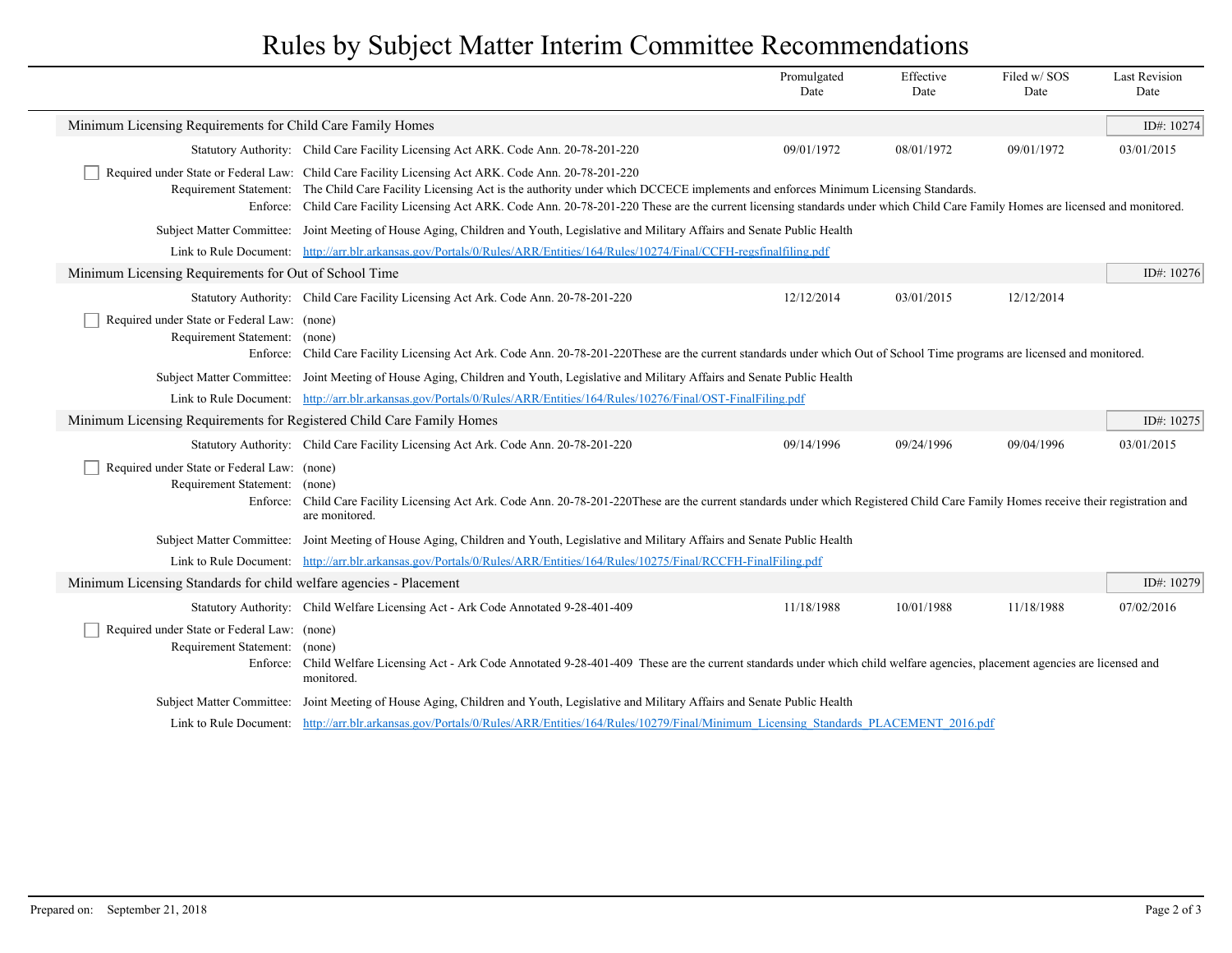# Rules by Subject Matter Interim Committee Recommendations

| | Promulgated Date | Effective Date | Filed w/ SOS Date | Last Revision Date |
|---|---|---|---|---|

## Minimum Licensing Requirements for Child Care Family Homes

ID#: 10274

| | | Promulgated Date | Effective Date | Filed w/ SOS Date | Last Revision Date |
|---|---|---|---|---|---|
| Statutory Authority: | Child Care Facility Licensing Act ARK. Code Ann. 20-78-201-220 | 09/01/1972 | 08/01/1972 | 09/01/1972 | 03/01/2015 |

- [ ] Required under State or Federal Law: Child Care Facility Licensing Act ARK. Code Ann. 20-78-201-220

Requirement Statement: The Child Care Facility Licensing Act is the authority under which DCCECE implements and enforces Minimum Licensing Standards.

Enforce: Child Care Facility Licensing Act ARK. Code Ann. 20-78-201-220 These are the current licensing standards under which Child Care Family Homes are licensed and monitored.

Subject Matter Committee: Joint Meeting of House Aging, Children and Youth, Legislative and Military Affairs and Senate Public Health

Link to Rule Document: http://arr.blr.arkansas.gov/Portals/0/Rules/ARR/Entities/164/Rules/10274/Final/CCFH-regsfinalfiling.pdf

## Minimum Licensing Requirements for Out of School Time

ID#: 10276

| | | Promulgated Date | Effective Date | Filed w/ SOS Date | Last Revision Date |
|---|---|---|---|---|---|
| Statutory Authority: | Child Care Facility Licensing Act Ark. Code Ann. 20-78-201-220 | 12/12/2014 | 03/01/2015 | 12/12/2014 | |

- [ ] Required under State or Federal Law: (none)

Requirement Statement: (none)

Enforce: Child Care Facility Licensing Act Ark. Code Ann. 20-78-201-220These are the current standards under which Out of School Time programs are licensed and monitored.

Subject Matter Committee: Joint Meeting of House Aging, Children and Youth, Legislative and Military Affairs and Senate Public Health

Link to Rule Document: http://arr.blr.arkansas.gov/Portals/0/Rules/ARR/Entities/164/Rules/10276/Final/OST-FinalFiling.pdf

## Minimum Licensing Requirements for Registered Child Care Family Homes

ID#: 10275

| | | Promulgated Date | Effective Date | Filed w/ SOS Date | Last Revision Date |
|---|---|---|---|---|---|
| Statutory Authority: | Child Care Facility Licensing Act Ark. Code Ann. 20-78-201-220 | 09/14/1996 | 09/24/1996 | 09/04/1996 | 03/01/2015 |

- [ ] Required under State or Federal Law: (none)

Requirement Statement: (none)

Enforce: Child Care Facility Licensing Act Ark. Code Ann. 20-78-201-220These are the current standards under which Registered Child Care Family Homes receive their registration and are monitored.

Subject Matter Committee: Joint Meeting of House Aging, Children and Youth, Legislative and Military Affairs and Senate Public Health

Link to Rule Document: http://arr.blr.arkansas.gov/Portals/0/Rules/ARR/Entities/164/Rules/10275/Final/RCCFH-FinalFiling.pdf

## Minimum Licensing Standards for child welfare agencies - Placement

ID#: 10279

| | | Promulgated Date | Effective Date | Filed w/ SOS Date | Last Revision Date |
|---|---|---|---|---|---|
| Statutory Authority: | Child Welfare Licensing Act - Ark Code Annotated 9-28-401-409 | 11/18/1988 | 10/01/1988 | 11/18/1988 | 07/02/2016 |

- [ ] Required under State or Federal Law: (none)

Requirement Statement: (none)

Enforce: Child Welfare Licensing Act - Ark Code Annotated 9-28-401-409 These are the current standards under which child welfare agencies, placement agencies are licensed and monitored.

Subject Matter Committee: Joint Meeting of House Aging, Children and Youth, Legislative and Military Affairs and Senate Public Health

Link to Rule Document: http://arr.blr.arkansas.gov/Portals/0/Rules/ARR/Entities/164/Rules/10279/Final/Minimum_Licensing_Standards_PLACEMENT_2016.pdf

Prepared on: September 21, 2018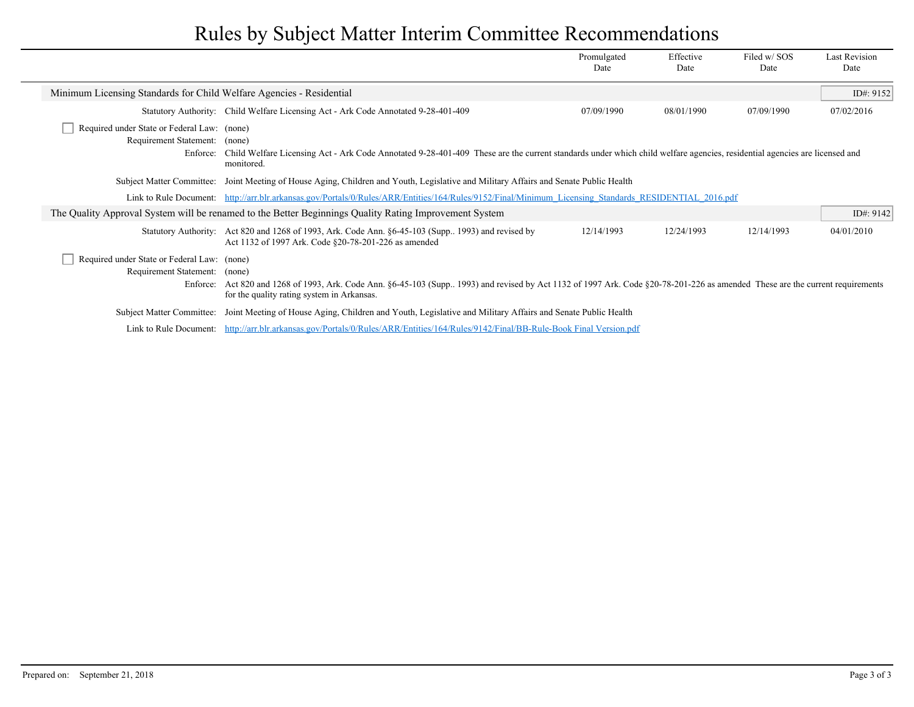# Rules by Subject Matter Interim Committee Recommendations

| | Promulgated Date | Effective Date | Filed w/ SOS Date | Last Revision Date |
|---|---|---|---|---|

## Minimum Licensing Standards for Child Welfare Agencies - Residential

ID#: 9152

| | | Promulgated Date | Effective Date | Filed w/ SOS Date | Last Revision Date |
|---|---|---|---|---|---|
| Statutory Authority: | Child Welfare Licensing Act - Ark Code Annotated 9-28-401-409 | 07/09/1990 | 08/01/1990 | 07/09/1990 | 07/02/2016 |

☐ Required under State or Federal Law: (none)

Requirement Statement: (none)

Enforce: Child Welfare Licensing Act - Ark Code Annotated 9-28-401-409 These are the current standards under which child welfare agencies, residential agencies are licensed and monitored.

Subject Matter Committee: Joint Meeting of House Aging, Children and Youth, Legislative and Military Affairs and Senate Public Health

Link to Rule Document: http://arr.blr.arkansas.gov/Portals/0/Rules/ARR/Entities/164/Rules/9152/Final/Minimum_Licensing_Standards_RESIDENTIAL_2016.pdf

## The Quality Approval System will be renamed to the Better Beginnings Quality Rating Improvement System

ID#: 9142

| | | Promulgated Date | Effective Date | Filed w/ SOS Date | Last Revision Date |
|---|---|---|---|---|---|
| Statutory Authority: | Act 820 and 1268 of 1993, Ark. Code Ann. §6-45-103 (Supp.. 1993) and revised by Act 1132 of 1997 Ark. Code §20-78-201-226 as amended | 12/14/1993 | 12/24/1993 | 12/14/1993 | 04/01/2010 |

☐ Required under State or Federal Law: (none)

Requirement Statement: (none)

Enforce: Act 820 and 1268 of 1993, Ark. Code Ann. §6-45-103 (Supp.. 1993) and revised by Act 1132 of 1997 Ark. Code §20-78-201-226 as amended These are the current requirements for the quality rating system in Arkansas.

Subject Matter Committee: Joint Meeting of House Aging, Children and Youth, Legislative and Military Affairs and Senate Public Health

Link to Rule Document: http://arr.blr.arkansas.gov/Portals/0/Rules/ARR/Entities/164/Rules/9142/Final/BB-Rule-Book Final Version.pdf

Prepared on: September 21, 2018